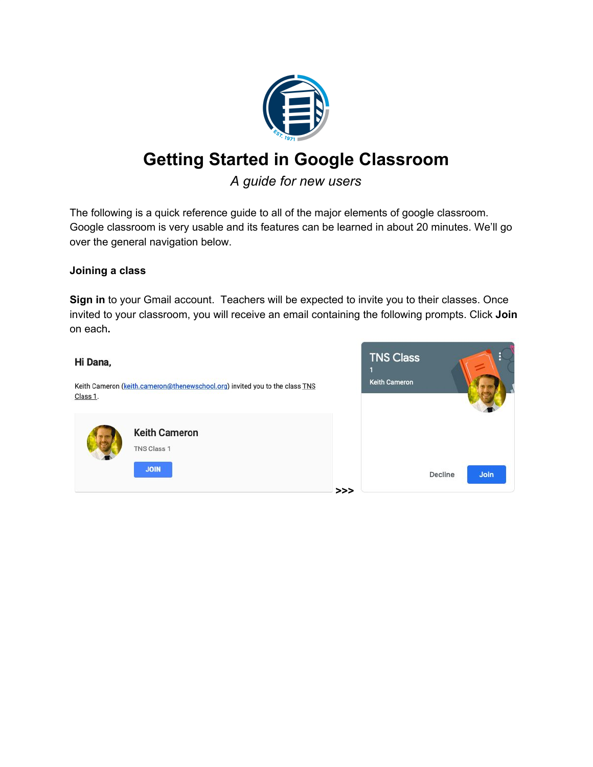# Getting Started in Google Classroom

*A guide for new users*

The following is a quick reference guide to all of the major elements of google classroom. Google classroom is very usable and its features can be learned in about 20 minutes. We'll go over the general navigation below.

**Joining a class**

**Sign in** to your Gmail account. Teachers will be expected to invite you to their classes. Once invited to your classroom, you will receive an email containing the following prompts. Click **Join** on each**.**

**Hi Dana,**

Keith Cameron (keith.cameron@thenewschool.org) invited you to the class TNS Class 1.

Keith Cameron

TNS Class 1

JOIN

>>>

TNS Class 1

Keith Cameron

Decline Join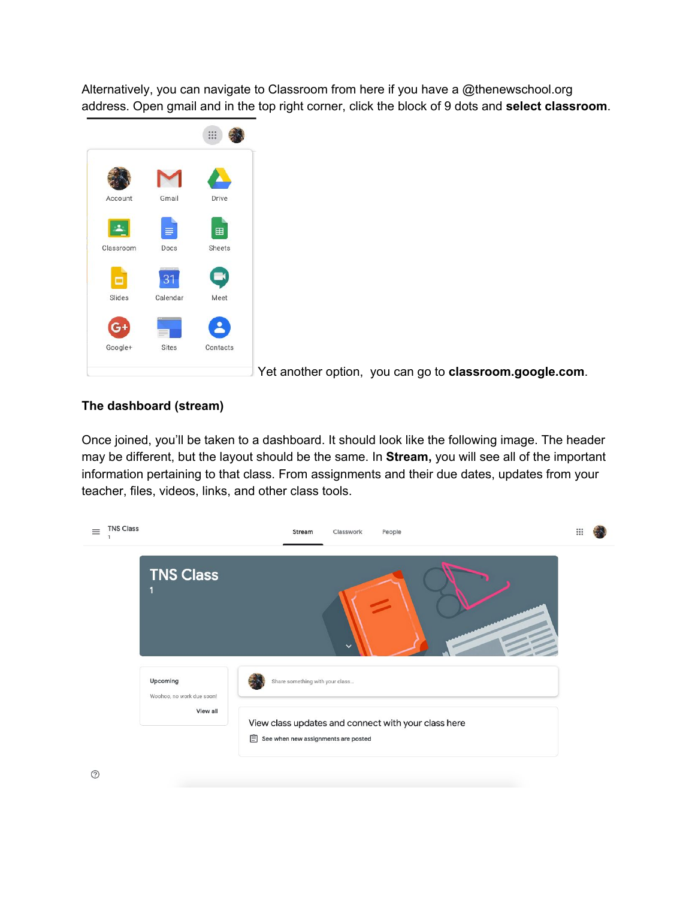Alternatively, you can navigate to Classroom from here if you have a @thenewschool.org address. Open gmail and in the top right corner, click the block of 9 dots and **select classroom**.

Yet another option, you can go to **classroom.google.com**.

**The dashboard (stream)**

Once joined, you'll be taken to a dashboard. It should look like the following image. The header may be different, but the layout should be the same. In **Stream,** you will see all of the important information pertaining to that class. From assignments and their due dates, updates from your teacher, files, videos, links, and other class tools.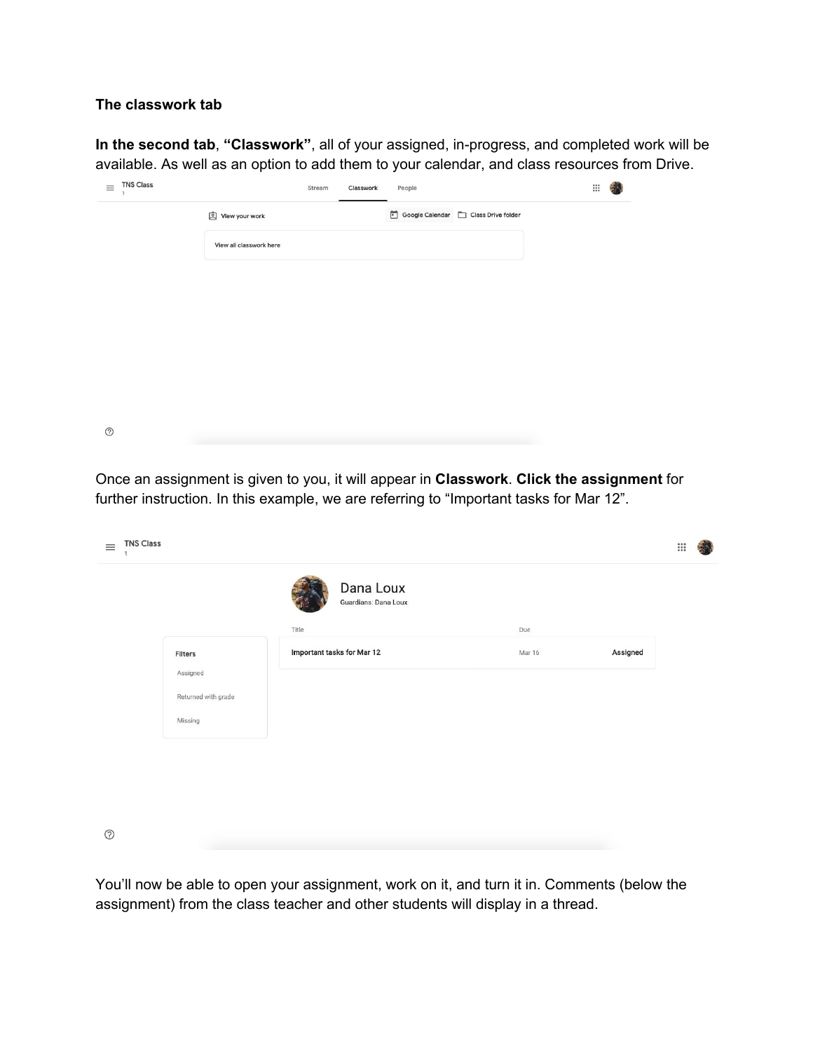**The classwork tab**

**In the second tab**, **"Classwork"**, all of your assigned, in-progress, and completed work will be available. As well as an option to add them to your calendar, and class resources from Drive.

Once an assignment is given to you, it will appear in **Classwork**. **Click the assignment** for further instruction. In this example, we are referring to "Important tasks for Mar 12".

You'll now be able to open your assignment, work on it, and turn it in. Comments (below the assignment) from the class teacher and other students will display in a thread.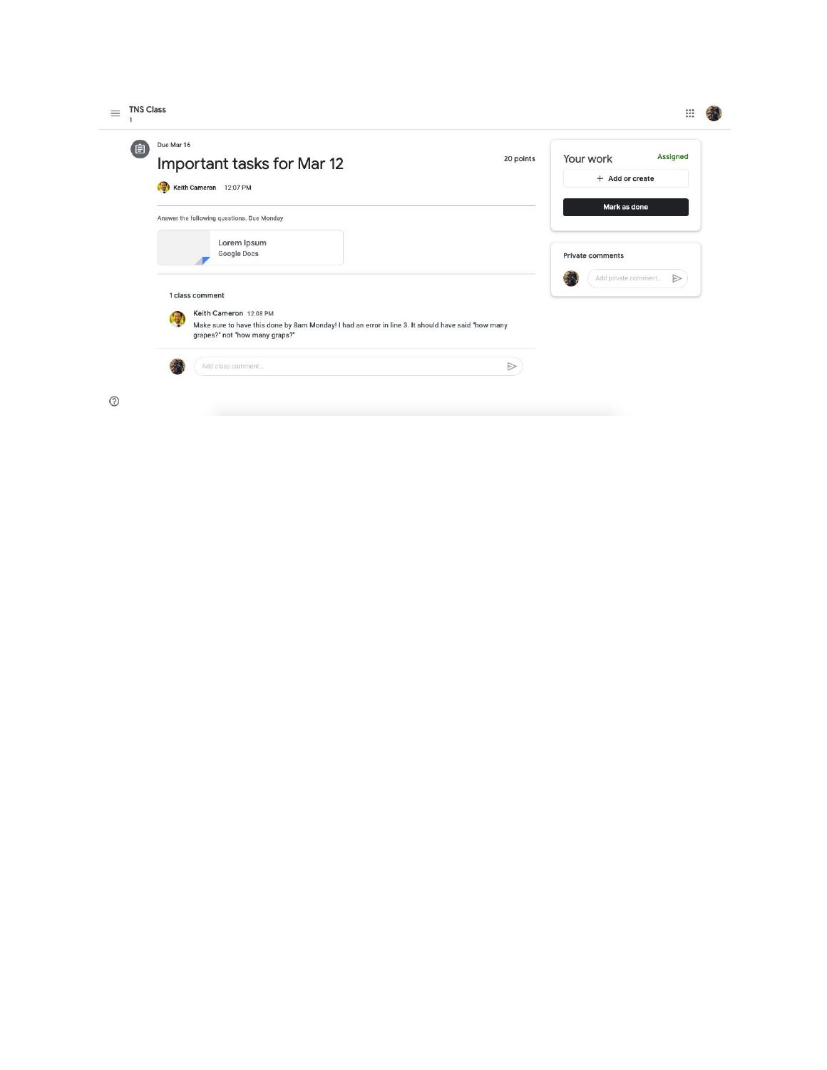TNS Class
1

Due Mar 16

# Important tasks for Mar 12

20 points

Keith Cameron 12:07 PM

Answer the following questions. Due Monday

Lorem Ipsum
Google Docs

1 class comment

**Keith Cameron** 12:08 PM
Make sure to have this done by 8am Monday! I had an error in line 3. It should have said "how many grapes?" not "how many graps?"

Add class comment...

## Your work

Assigned

+ Add or create

Mark as done

**Private comments**

Add private comment...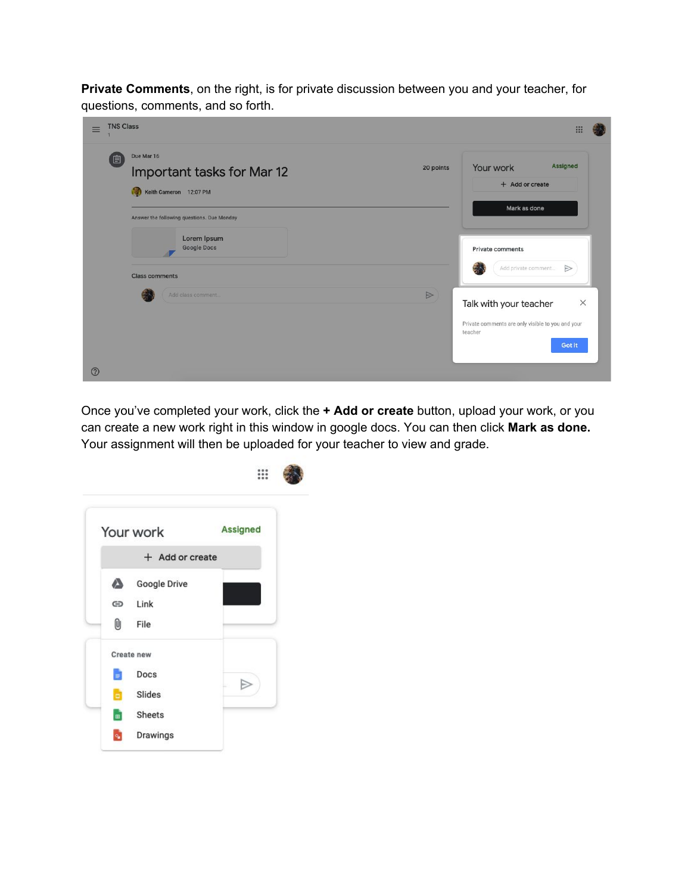**Private Comments**, on the right, is for private discussion between you and your teacher, for questions, comments, and so forth.

Once you've completed your work, click the **+ Add or create** button, upload your work, or you can create a new work right in this window in google docs. You can then click **Mark as done.** Your assignment will then be uploaded for your teacher to view and grade.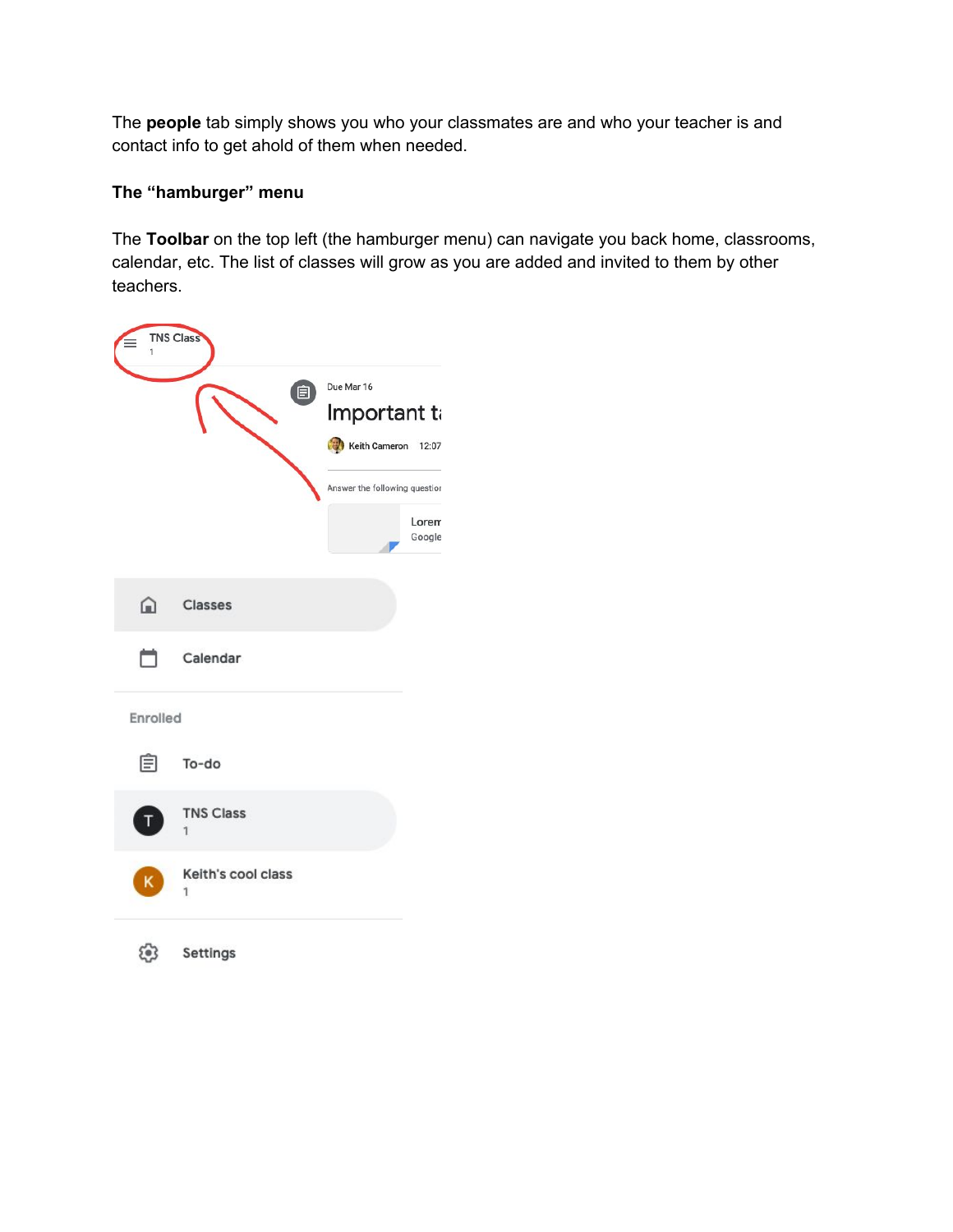The **people** tab simply shows you who your classmates are and who your teacher is and contact info to get ahold of them when needed.

**The "hamburger" menu**

The **Toolbar** on the top left (the hamburger menu) can navigate you back home, classrooms, calendar, etc. The list of classes will grow as you are added and invited to them by other teachers.